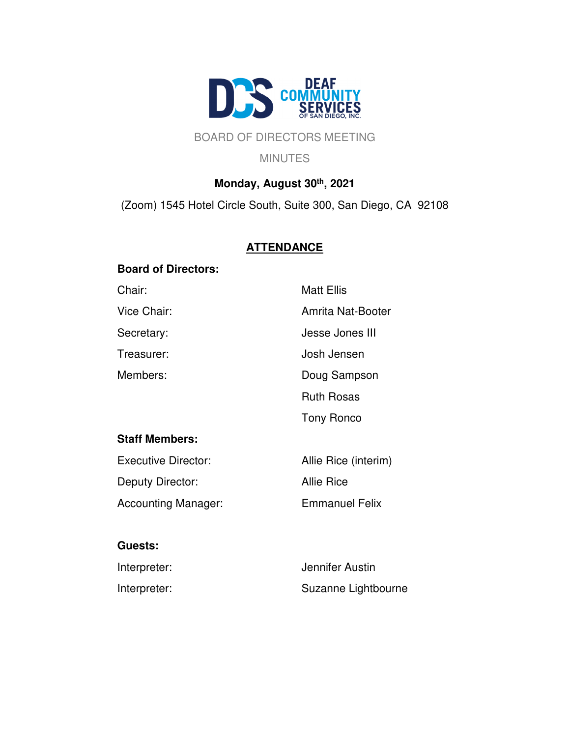DCS DEAF COMMUNITY SERVICES OF SAN DIEGO, INC.

# BOARD OF DIRECTORS MEETING

## MINUTES

**Monday, August 30th, 2021**

(Zoom) 1545 Hotel Circle South, Suite 300, San Diego, CA 92108

## ATTENDANCE

**Board of Directors:**

| | |
|---|---|
| Chair: | Matt Ellis |
| Vice Chair: | Amrita Nat-Booter |
| Secretary: | Jesse Jones III |
| Treasurer: | Josh Jensen |
| Members: | Doug Sampson |
| | Ruth Rosas |
| | Tony Ronco |

**Staff Members:**

| | |
|---|---|
| Executive Director: | Allie Rice (interim) |
| Deputy Director: | Allie Rice |
| Accounting Manager: | Emmanuel Felix |

**Guests:**

| | |
|---|---|
| Interpreter: | Jennifer Austin |
| Interpreter: | Suzanne Lightbourne |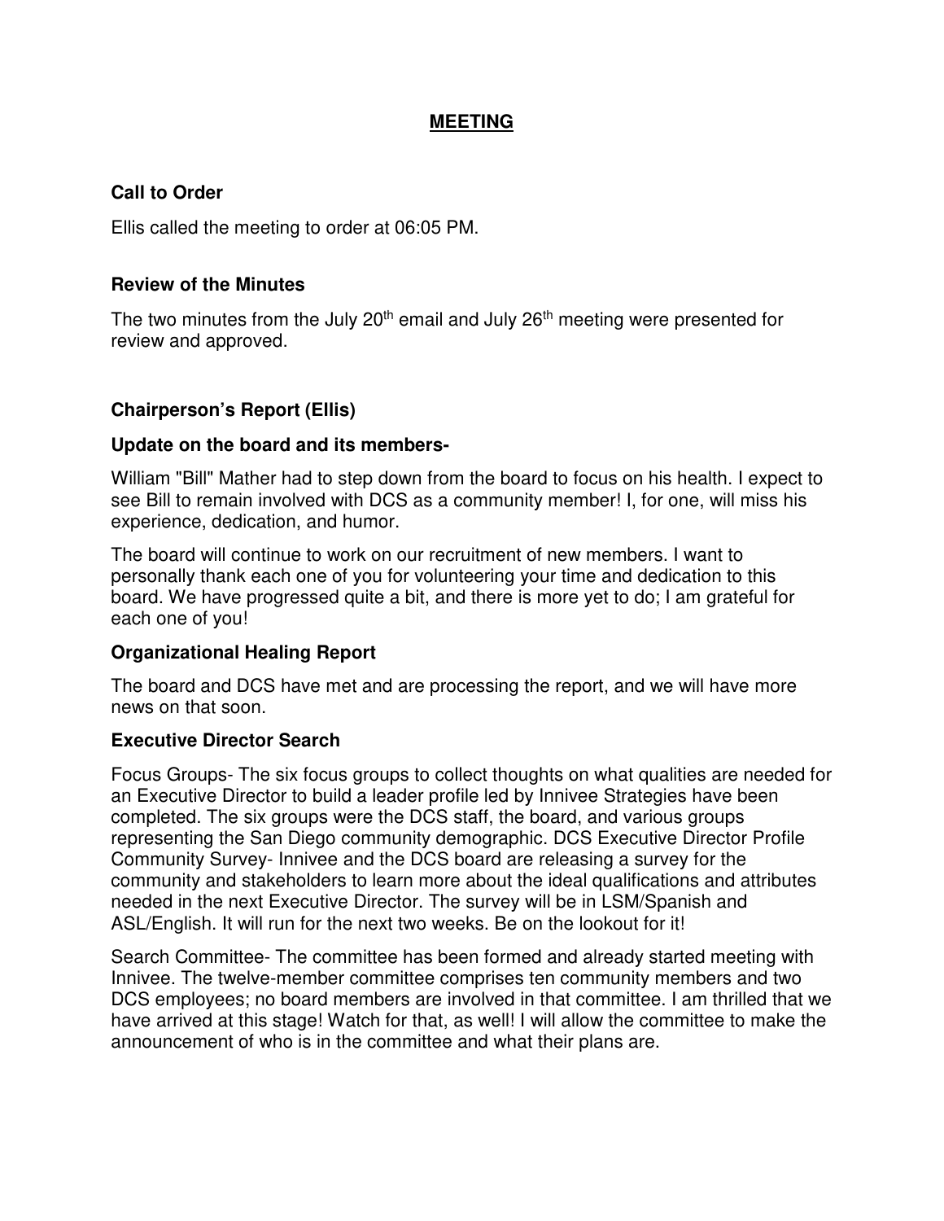## MEETING

### Call to Order

Ellis called the meeting to order at 06:05 PM.

### Review of the Minutes

The two minutes from the July 20th email and July 26th meeting were presented for review and approved.

### Chairperson's Report (Ellis)

#### Update on the board and its members-

William "Bill" Mather had to step down from the board to focus on his health. I expect to see Bill to remain involved with DCS as a community member! I, for one, will miss his experience, dedication, and humor.

The board will continue to work on our recruitment of new members. I want to personally thank each one of you for volunteering your time and dedication to this board. We have progressed quite a bit, and there is more yet to do; I am grateful for each one of you!

#### Organizational Healing Report

The board and DCS have met and are processing the report, and we will have more news on that soon.

#### Executive Director Search

Focus Groups- The six focus groups to collect thoughts on what qualities are needed for an Executive Director to build a leader profile led by Innivee Strategies have been completed. The six groups were the DCS staff, the board, and various groups representing the San Diego community demographic. DCS Executive Director Profile Community Survey- Innivee and the DCS board are releasing a survey for the community and stakeholders to learn more about the ideal qualifications and attributes needed in the next Executive Director. The survey will be in LSM/Spanish and ASL/English. It will run for the next two weeks. Be on the lookout for it!

Search Committee- The committee has been formed and already started meeting with Innivee. The twelve-member committee comprises ten community members and two DCS employees; no board members are involved in that committee. I am thrilled that we have arrived at this stage! Watch for that, as well! I will allow the committee to make the announcement of who is in the committee and what their plans are.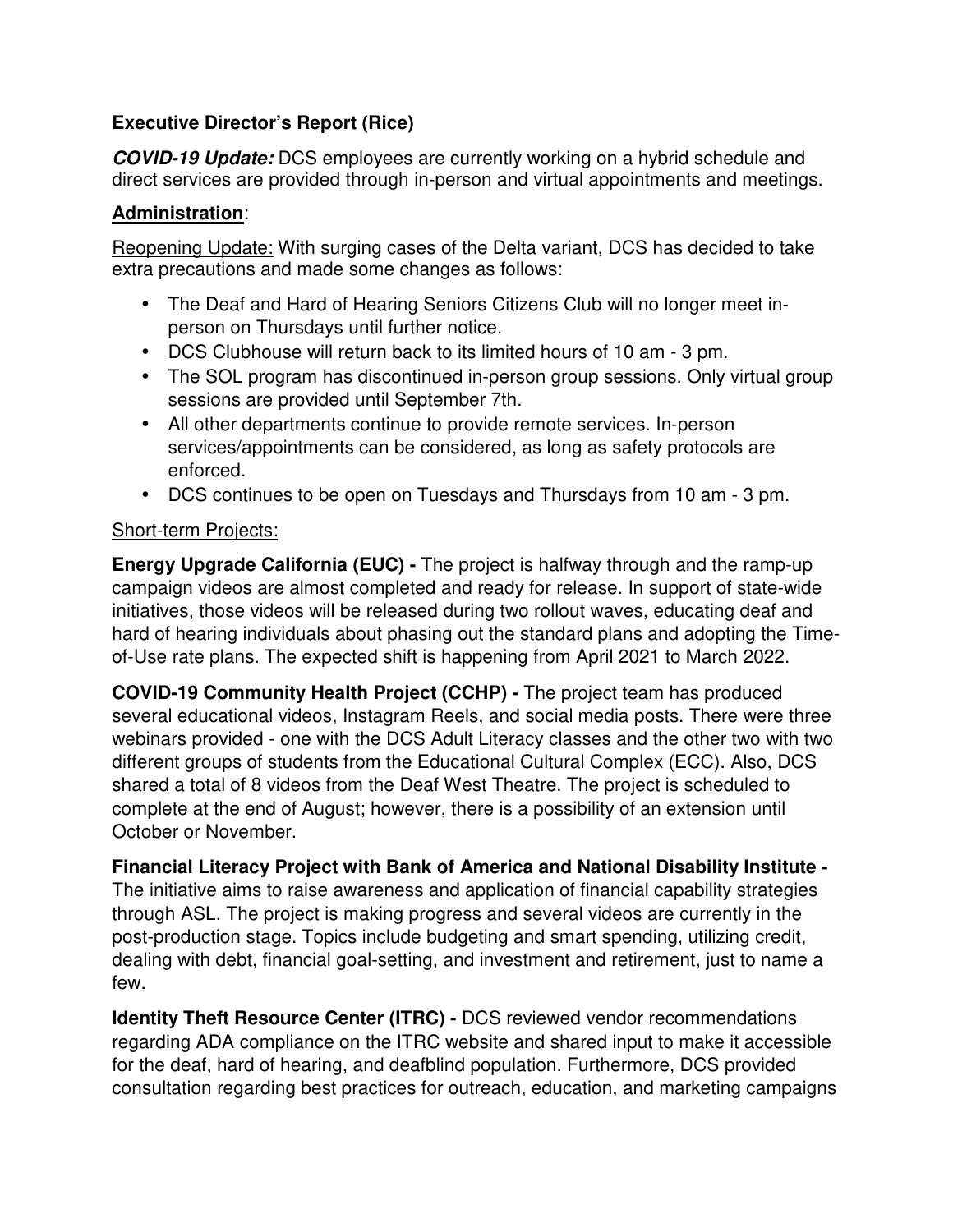**Executive Director's Report (Rice)**

***COVID-19 Update:*** DCS employees are currently working on a hybrid schedule and direct services are provided through in-person and virtual appointments and meetings.

**Administration**:

Reopening Update: With surging cases of the Delta variant, DCS has decided to take extra precautions and made some changes as follows:

- The Deaf and Hard of Hearing Seniors Citizens Club will no longer meet in-person on Thursdays until further notice.
- DCS Clubhouse will return back to its limited hours of 10 am - 3 pm.
- The SOL program has discontinued in-person group sessions. Only virtual group sessions are provided until September 7th.
- All other departments continue to provide remote services. In-person services/appointments can be considered, as long as safety protocols are enforced.
- DCS continues to be open on Tuesdays and Thursdays from 10 am - 3 pm.

Short-term Projects:

**Energy Upgrade California (EUC) -** The project is halfway through and the ramp-up campaign videos are almost completed and ready for release. In support of state-wide initiatives, those videos will be released during two rollout waves, educating deaf and hard of hearing individuals about phasing out the standard plans and adopting the Time-of-Use rate plans. The expected shift is happening from April 2021 to March 2022.

**COVID-19 Community Health Project (CCHP) -** The project team has produced several educational videos, Instagram Reels, and social media posts. There were three webinars provided - one with the DCS Adult Literacy classes and the other two with two different groups of students from the Educational Cultural Complex (ECC). Also, DCS shared a total of 8 videos from the Deaf West Theatre. The project is scheduled to complete at the end of August; however, there is a possibility of an extension until October or November.

**Financial Literacy Project with Bank of America and National Disability Institute -** The initiative aims to raise awareness and application of financial capability strategies through ASL. The project is making progress and several videos are currently in the post-production stage. Topics include budgeting and smart spending, utilizing credit, dealing with debt, financial goal-setting, and investment and retirement, just to name a few.

**Identity Theft Resource Center (ITRC) -** DCS reviewed vendor recommendations regarding ADA compliance on the ITRC website and shared input to make it accessible for the deaf, hard of hearing, and deafblind population. Furthermore, DCS provided consultation regarding best practices for outreach, education, and marketing campaigns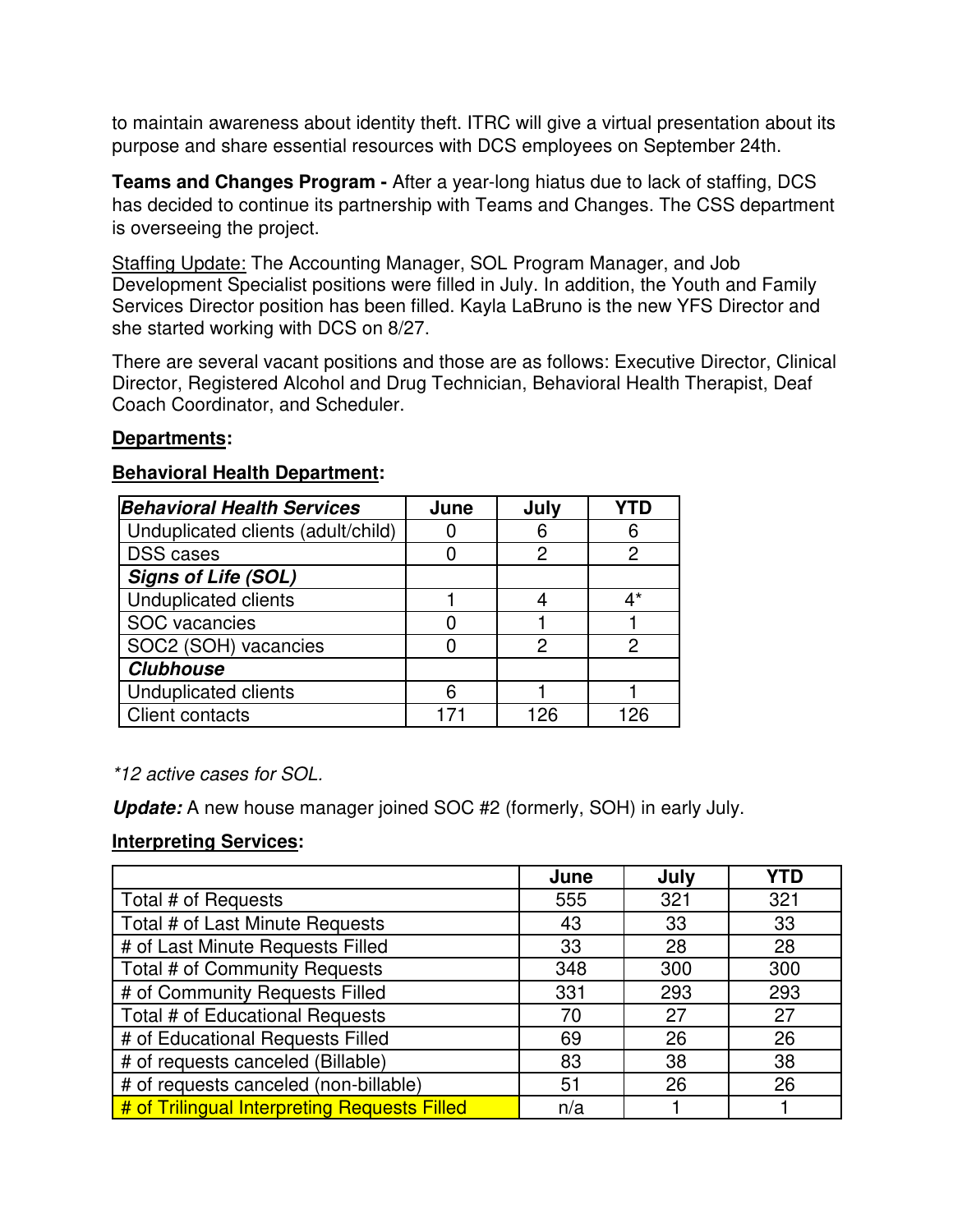to maintain awareness about identity theft. ITRC will give a virtual presentation about its purpose and share essential resources with DCS employees on September 24th.

**Teams and Changes Program -** After a year-long hiatus due to lack of staffing, DCS has decided to continue its partnership with Teams and Changes. The CSS department is overseeing the project.

Staffing Update: The Accounting Manager, SOL Program Manager, and Job Development Specialist positions were filled in July. In addition, the Youth and Family Services Director position has been filled. Kayla LaBruno is the new YFS Director and she started working with DCS on 8/27.

There are several vacant positions and those are as follows: Executive Director, Clinical Director, Registered Alcohol and Drug Technician, Behavioral Health Therapist, Deaf Coach Coordinator, and Scheduler.

**Departments:**

**Behavioral Health Department:**

| ***Behavioral Health Services*** | **June** | **July** | **YTD** |
|---|---|---|---|
| Unduplicated clients (adult/child) | 0 | 6 | 6 |
| DSS cases | 0 | 2 | 2 |
| ***Signs of Life (SOL)*** | | | |
| Unduplicated clients | 1 | 4 | 4* |
| SOC vacancies | 0 | 1 | 1 |
| SOC2 (SOH) vacancies | 0 | 2 | 2 |
| ***Clubhouse*** | | | |
| Unduplicated clients | 6 | 1 | 1 |
| Client contacts | 171 | 126 | 126 |

*\*12 active cases for SOL.*

***Update:*** A new house manager joined SOC #2 (formerly, SOH) in early July.

**Interpreting Services:**

| | **June** | **July** | **YTD** |
|---|---|---|---|
| Total # of Requests | 555 | 321 | 321 |
| Total # of Last Minute Requests | 43 | 33 | 33 |
| # of Last Minute Requests Filled | 33 | 28 | 28 |
| Total # of Community Requests | 348 | 300 | 300 |
| # of Community Requests Filled | 331 | 293 | 293 |
| Total # of Educational Requests | 70 | 27 | 27 |
| # of Educational Requests Filled | 69 | 26 | 26 |
| # of requests canceled (Billable) | 83 | 38 | 38 |
| # of requests canceled (non-billable) | 51 | 26 | 26 |
| # of Trilingual Interpreting Requests Filled | n/a | 1 | 1 |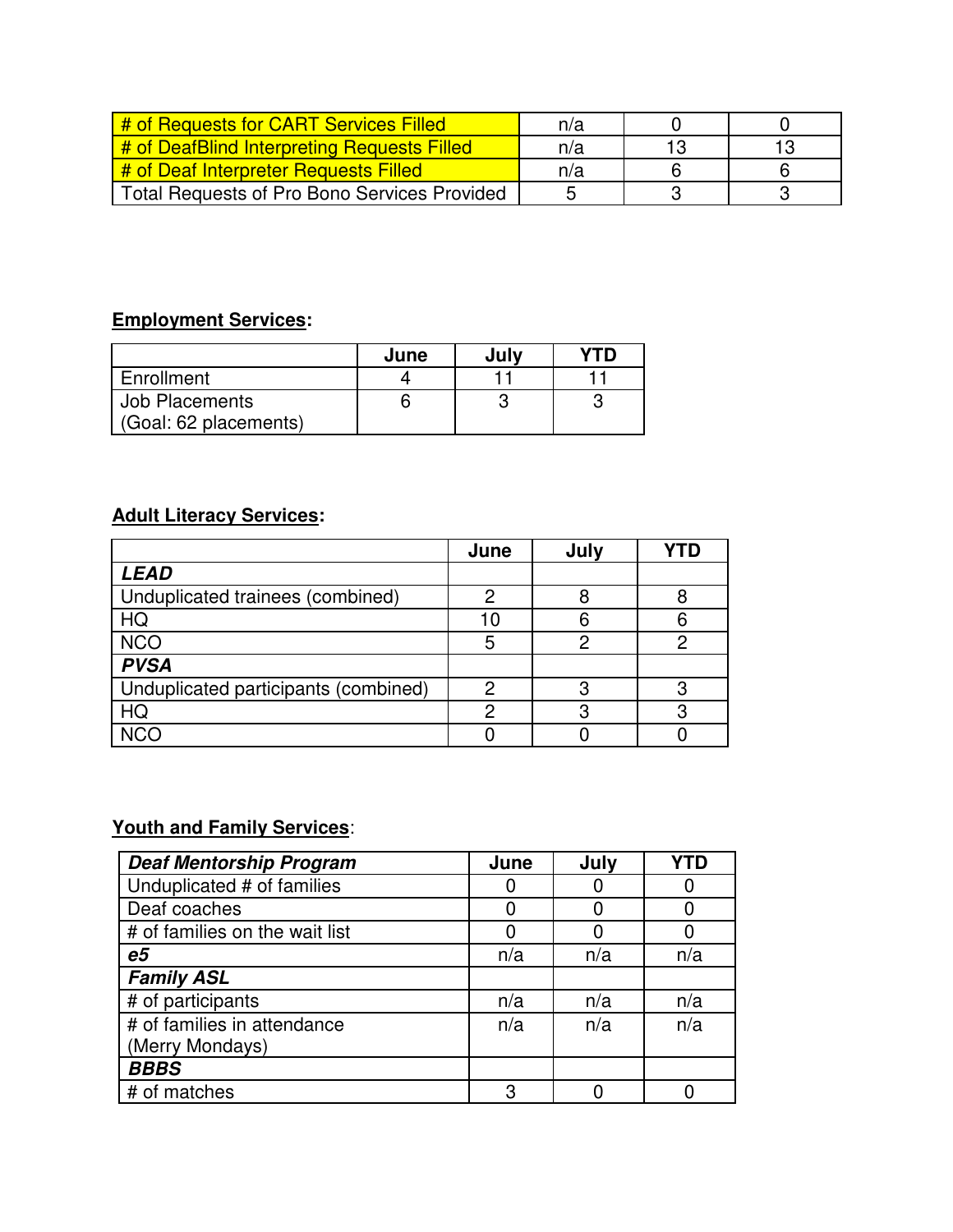| | | | |
|---|---|---|---|
| # of Requests for CART Services Filled | n/a | 0 | 0 |
| # of DeafBlind Interpreting Requests Filled | n/a | 13 | 13 |
| # of Deaf Interpreter Requests Filled | n/a | 6 | 6 |
| Total Requests of Pro Bono Services Provided | 5 | 3 | 3 |

**Employment Services:**

| | June | July | YTD |
|---|---|---|---|
| Enrollment | 4 | 11 | 11 |
| Job Placements (Goal: 62 placements) | 6 | 3 | 3 |

**Adult Literacy Services:**

| | June | July | YTD |
|---|---|---|---|
| ***LEAD*** | | | |
| Unduplicated trainees (combined) | 2 | 8 | 8 |
| HQ | 10 | 6 | 6 |
| NCO | 5 | 2 | 2 |
| ***PVSA*** | | | |
| Unduplicated participants (combined) | 2 | 3 | 3 |
| HQ | 2 | 3 | 3 |
| NCO | 0 | 0 | 0 |

**Youth and Family Services:**

| ***Deaf Mentorship Program*** | June | July | YTD |
|---|---|---|---|
| Unduplicated # of families | 0 | 0 | 0 |
| Deaf coaches | 0 | 0 | 0 |
| # of families on the wait list | 0 | 0 | 0 |
| ***e5*** | n/a | n/a | n/a |
| ***Family ASL*** | | | |
| # of participants | n/a | n/a | n/a |
| # of families in attendance (Merry Mondays) | n/a | n/a | n/a |
| ***BBBS*** | | | |
| # of matches | 3 | 0 | 0 |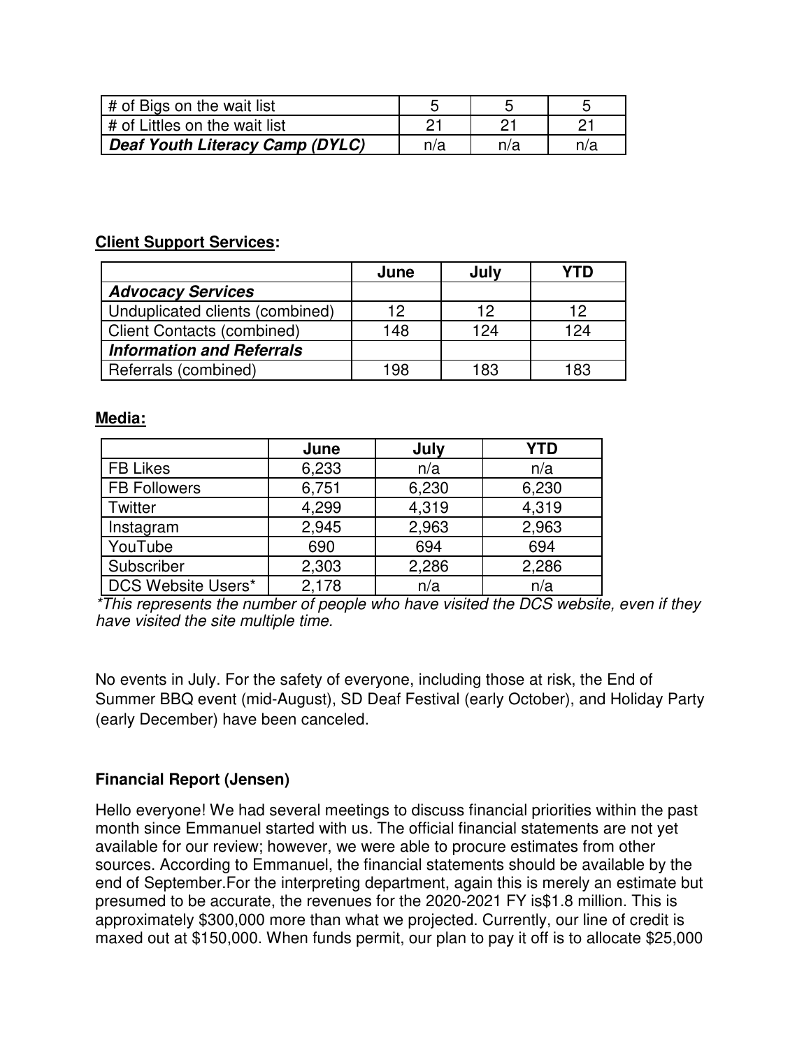| # of Bigs on the wait list | 5 | 5 | 5 |
|---|---|---|---|
| # of Littles on the wait list | 21 | 21 | 21 |
| ***Deaf Youth Literacy Camp (DYLC)*** | n/a | n/a | n/a |

**Client Support Services:**

| | June | July | YTD |
|---|---|---|---|
| ***Advocacy Services*** | | | |
| Unduplicated clients (combined) | 12 | 12 | 12 |
| Client Contacts (combined) | 148 | 124 | 124 |
| ***Information and Referrals*** | | | |
| Referrals (combined) | 198 | 183 | 183 |

**Media:**

| | June | July | YTD |
|---|---|---|---|
| FB Likes | 6,233 | n/a | n/a |
| FB Followers | 6,751 | 6,230 | 6,230 |
| Twitter | 4,299 | 4,319 | 4,319 |
| Instagram | 2,945 | 2,963 | 2,963 |
| YouTube | 690 | 694 | 694 |
| Subscriber | 2,303 | 2,286 | 2,286 |
| DCS Website Users* | 2,178 | n/a | n/a |

*\*This represents the number of people who have visited the DCS website, even if they have visited the site multiple time.*

No events in July. For the safety of everyone, including those at risk, the End of Summer BBQ event (mid-August), SD Deaf Festival (early October), and Holiday Party (early December) have been canceled.

**Financial Report (Jensen)**

Hello everyone! We had several meetings to discuss financial priorities within the past month since Emmanuel started with us. The official financial statements are not yet available for our review; however, we were able to procure estimates from other sources. According to Emmanuel, the financial statements should be available by the end of September.For the interpreting department, again this is merely an estimate but presumed to be accurate, the revenues for the 2020-2021 FY is$1.8 million. This is approximately $300,000 more than what we projected. Currently, our line of credit is maxed out at $150,000. When funds permit, our plan to pay it off is to allocate $25,000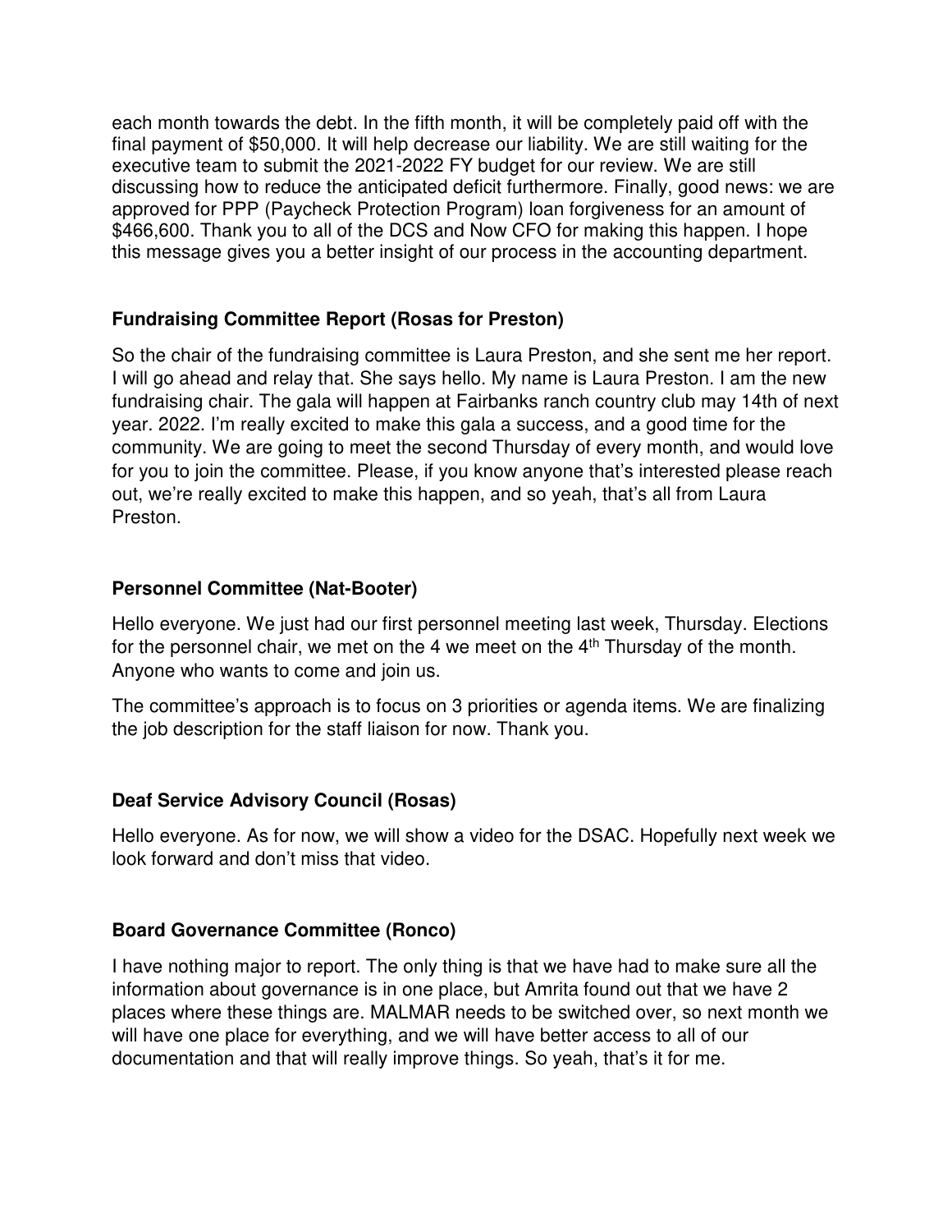each month towards the debt. In the fifth month, it will be completely paid off with the final payment of $50,000. It will help decrease our liability. We are still waiting for the executive team to submit the 2021-2022 FY budget for our review. We are still discussing how to reduce the anticipated deficit furthermore. Finally, good news: we are approved for PPP (Paycheck Protection Program) loan forgiveness for an amount of $466,600. Thank you to all of the DCS and Now CFO for making this happen. I hope this message gives you a better insight of our process in the accounting department.

**Fundraising Committee Report (Rosas for Preston)**

So the chair of the fundraising committee is Laura Preston, and she sent me her report. I will go ahead and relay that. She says hello. My name is Laura Preston. I am the new fundraising chair. The gala will happen at Fairbanks ranch country club may 14th of next year. 2022. I'm really excited to make this gala a success, and a good time for the community. We are going to meet the second Thursday of every month, and would love for you to join the committee. Please, if you know anyone that's interested please reach out, we're really excited to make this happen, and so yeah, that's all from Laura Preston.

**Personnel Committee (Nat-Booter)**

Hello everyone. We just had our first personnel meeting last week, Thursday. Elections for the personnel chair, we met on the 4 we meet on the 4th Thursday of the month. Anyone who wants to come and join us.

The committee's approach is to focus on 3 priorities or agenda items. We are finalizing the job description for the staff liaison for now. Thank you.

**Deaf Service Advisory Council (Rosas)**

Hello everyone. As for now, we will show a video for the DSAC. Hopefully next week we look forward and don't miss that video.

**Board Governance Committee (Ronco)**

I have nothing major to report. The only thing is that we have had to make sure all the information about governance is in one place, but Amrita found out that we have 2 places where these things are. MALMAR needs to be switched over, so next month we will have one place for everything, and we will have better access to all of our documentation and that will really improve things. So yeah, that's it for me.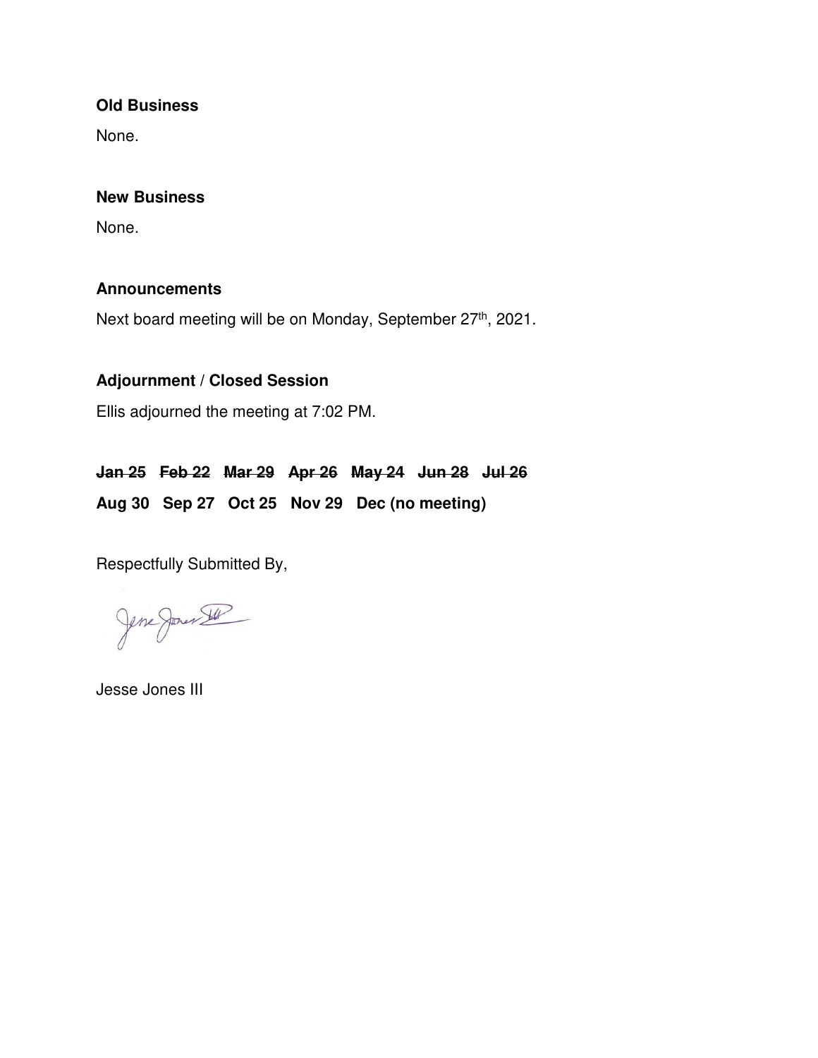**Old Business**

None.

**New Business**

None.

**Announcements**

Next board meeting will be on Monday, September 27th, 2021.

**Adjournment / Closed Session**

Ellis adjourned the meeting at 7:02 PM.

**~~Jan 25~~ ~~Feb 22~~ ~~Mar 29~~ ~~Apr 26~~ ~~May 24~~ ~~Jun 28~~ ~~Jul 26~~**

**Aug 30 Sep 27 Oct 25 Nov 29 Dec (no meeting)**

Respectfully Submitted By,

Jesse Jones III